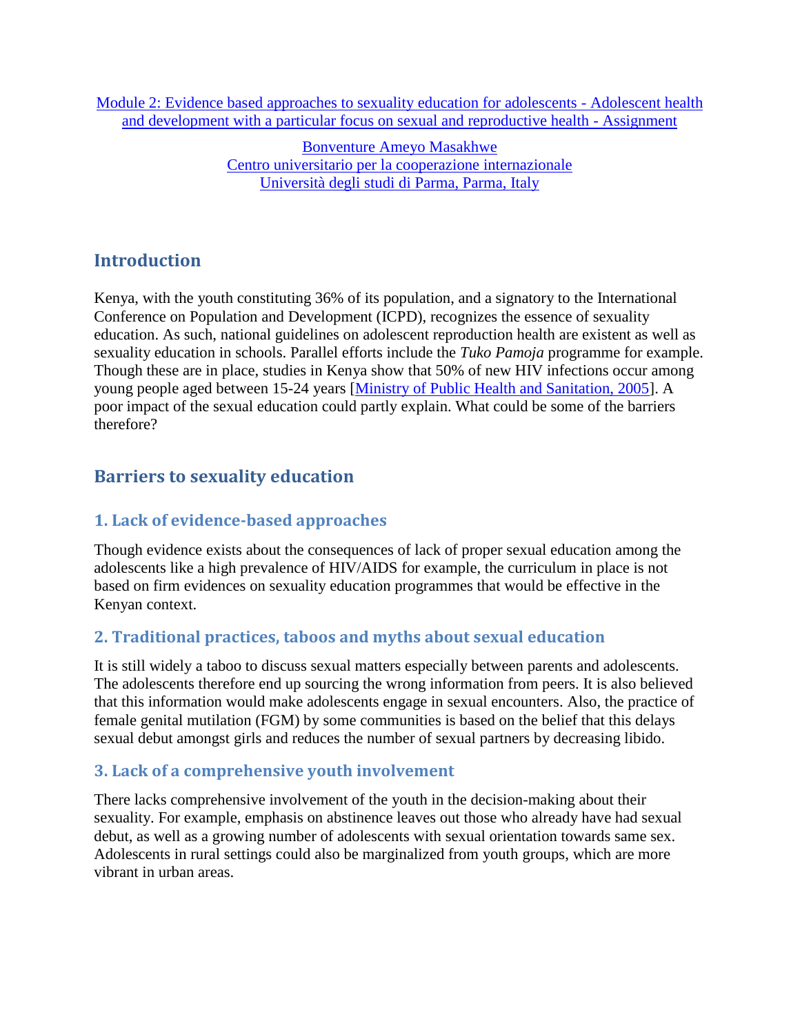[Module 2: Evidence based approaches to sexuality education for adolescents - Adolescent health and development with a particular focus on sexual and reproductive health - Assignment]

[Bonventure Ameyo Masakhwe]
[Centro universitario per la cooperazione internazionale]
[Università degli studi di Parma, Parma, Italy]

## Introduction

Kenya, with the youth constituting 36% of its population, and a signatory to the International Conference on Population and Development (ICPD), recognizes the essence of sexuality education. As such, national guidelines on adolescent reproduction health are existent as well as sexuality education in schools. Parallel efforts include the *Tuko Pamoja* programme for example. Though these are in place, studies in Kenya show that 50% of new HIV infections occur among young people aged between 15-24 years [Ministry of Public Health and Sanitation, 2005]. A poor impact of the sexual education could partly explain. What could be some of the barriers therefore?

## Barriers to sexuality education

### 1. Lack of evidence-based approaches

Though evidence exists about the consequences of lack of proper sexual education among the adolescents like a high prevalence of HIV/AIDS for example, the curriculum in place is not based on firm evidences on sexuality education programmes that would be effective in the Kenyan context.

### 2. Traditional practices, taboos and myths about sexual education

It is still widely a taboo to discuss sexual matters especially between parents and adolescents. The adolescents therefore end up sourcing the wrong information from peers. It is also believed that this information would make adolescents engage in sexual encounters. Also, the practice of female genital mutilation (FGM) by some communities is based on the belief that this delays sexual debut amongst girls and reduces the number of sexual partners by decreasing libido.

### 3. Lack of a comprehensive youth involvement

There lacks comprehensive involvement of the youth in the decision-making about their sexuality. For example, emphasis on abstinence leaves out those who already have had sexual debut, as well as a growing number of adolescents with sexual orientation towards same sex. Adolescents in rural settings could also be marginalized from youth groups, which are more vibrant in urban areas.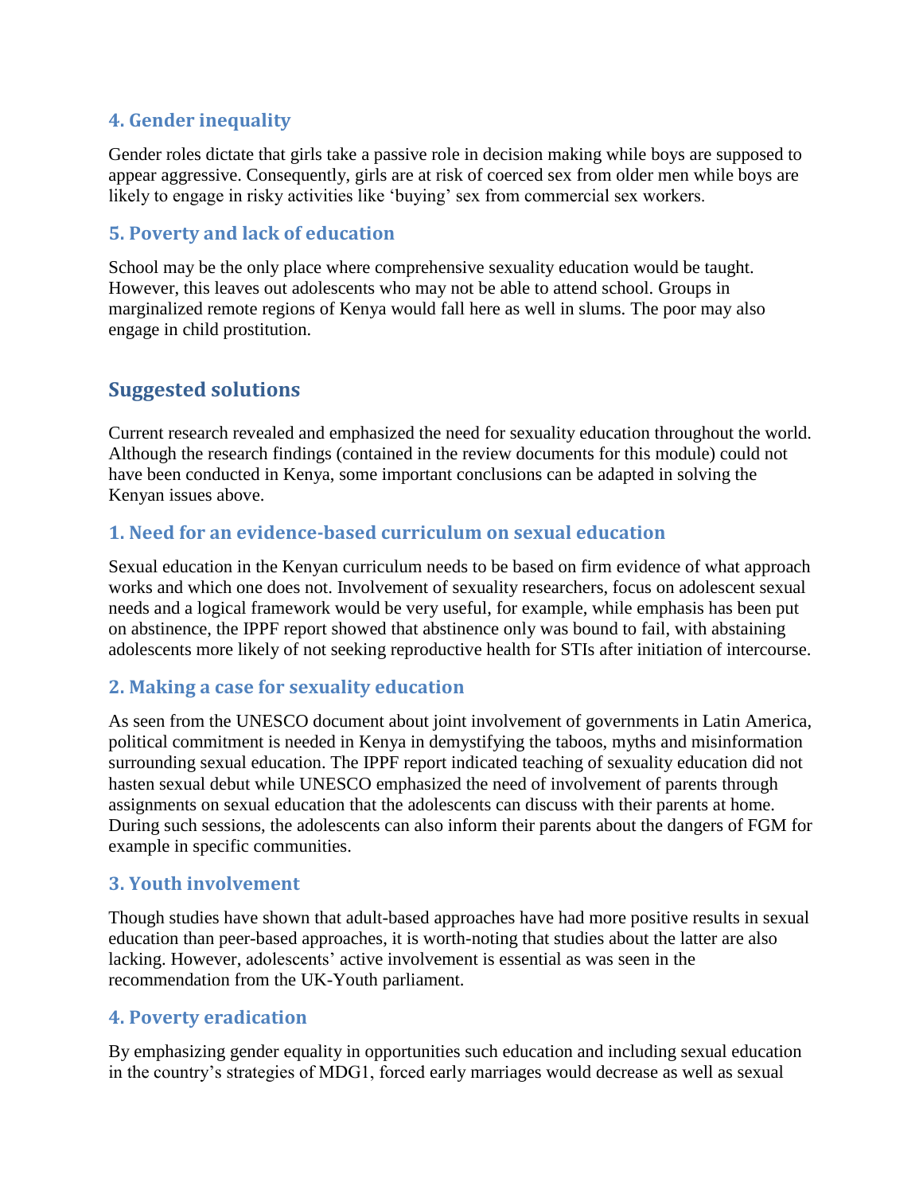### 4. Gender inequality

Gender roles dictate that girls take a passive role in decision making while boys are supposed to appear aggressive. Consequently, girls are at risk of coerced sex from older men while boys are likely to engage in risky activities like 'buying' sex from commercial sex workers.

### 5. Poverty and lack of education

School may be the only place where comprehensive sexuality education would be taught. However, this leaves out adolescents who may not be able to attend school. Groups in marginalized remote regions of Kenya would fall here as well in slums. The poor may also engage in child prostitution.

## Suggested solutions

Current research revealed and emphasized the need for sexuality education throughout the world. Although the research findings (contained in the review documents for this module) could not have been conducted in Kenya, some important conclusions can be adapted in solving the Kenyan issues above.

### 1. Need for an evidence-based curriculum on sexual education

Sexual education in the Kenyan curriculum needs to be based on firm evidence of what approach works and which one does not. Involvement of sexuality researchers, focus on adolescent sexual needs and a logical framework would be very useful, for example, while emphasis has been put on abstinence, the IPPF report showed that abstinence only was bound to fail, with abstaining adolescents more likely of not seeking reproductive health for STIs after initiation of intercourse.

### 2. Making a case for sexuality education

As seen from the UNESCO document about joint involvement of governments in Latin America, political commitment is needed in Kenya in demystifying the taboos, myths and misinformation surrounding sexual education. The IPPF report indicated teaching of sexuality education did not hasten sexual debut while UNESCO emphasized the need of involvement of parents through assignments on sexual education that the adolescents can discuss with their parents at home. During such sessions, the adolescents can also inform their parents about the dangers of FGM for example in specific communities.

### 3. Youth involvement

Though studies have shown that adult-based approaches have had more positive results in sexual education than peer-based approaches, it is worth-noting that studies about the latter are also lacking. However, adolescents' active involvement is essential as was seen in the recommendation from the UK-Youth parliament.

### 4. Poverty eradication

By emphasizing gender equality in opportunities such education and including sexual education in the country's strategies of MDG1, forced early marriages would decrease as well as sexual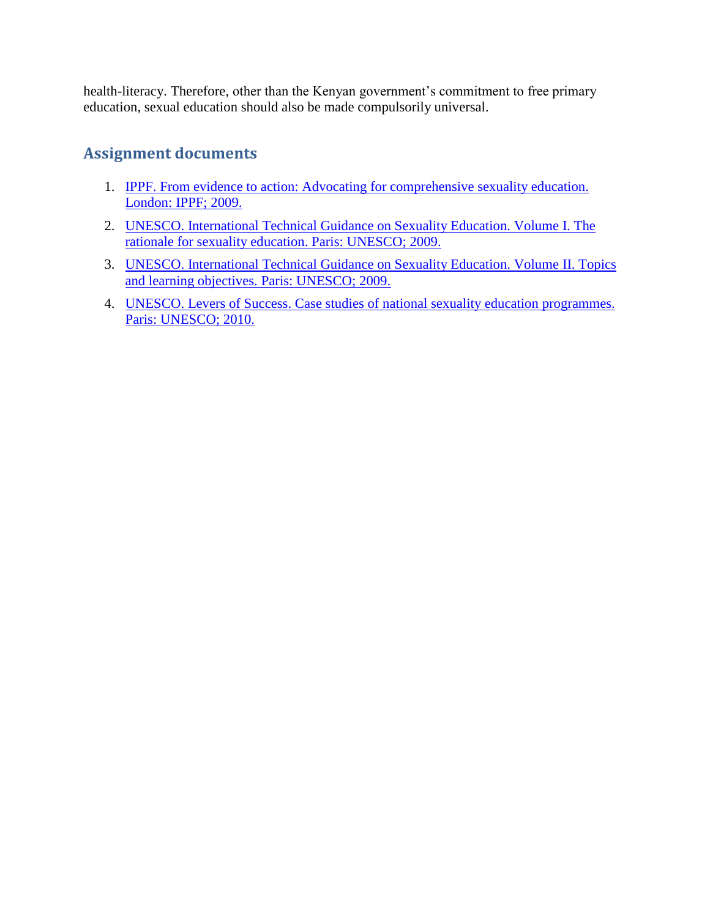health-literacy. Therefore, other than the Kenyan government's commitment to free primary education, sexual education should also be made compulsorily universal.

## Assignment documents

1. IPPF. From evidence to action: Advocating for comprehensive sexuality education. London: IPPF; 2009.
2. UNESCO. International Technical Guidance on Sexuality Education. Volume I. The rationale for sexuality education. Paris: UNESCO; 2009.
3. UNESCO. International Technical Guidance on Sexuality Education. Volume II. Topics and learning objectives. Paris: UNESCO; 2009.
4. UNESCO. Levers of Success. Case studies of national sexuality education programmes. Paris: UNESCO; 2010.